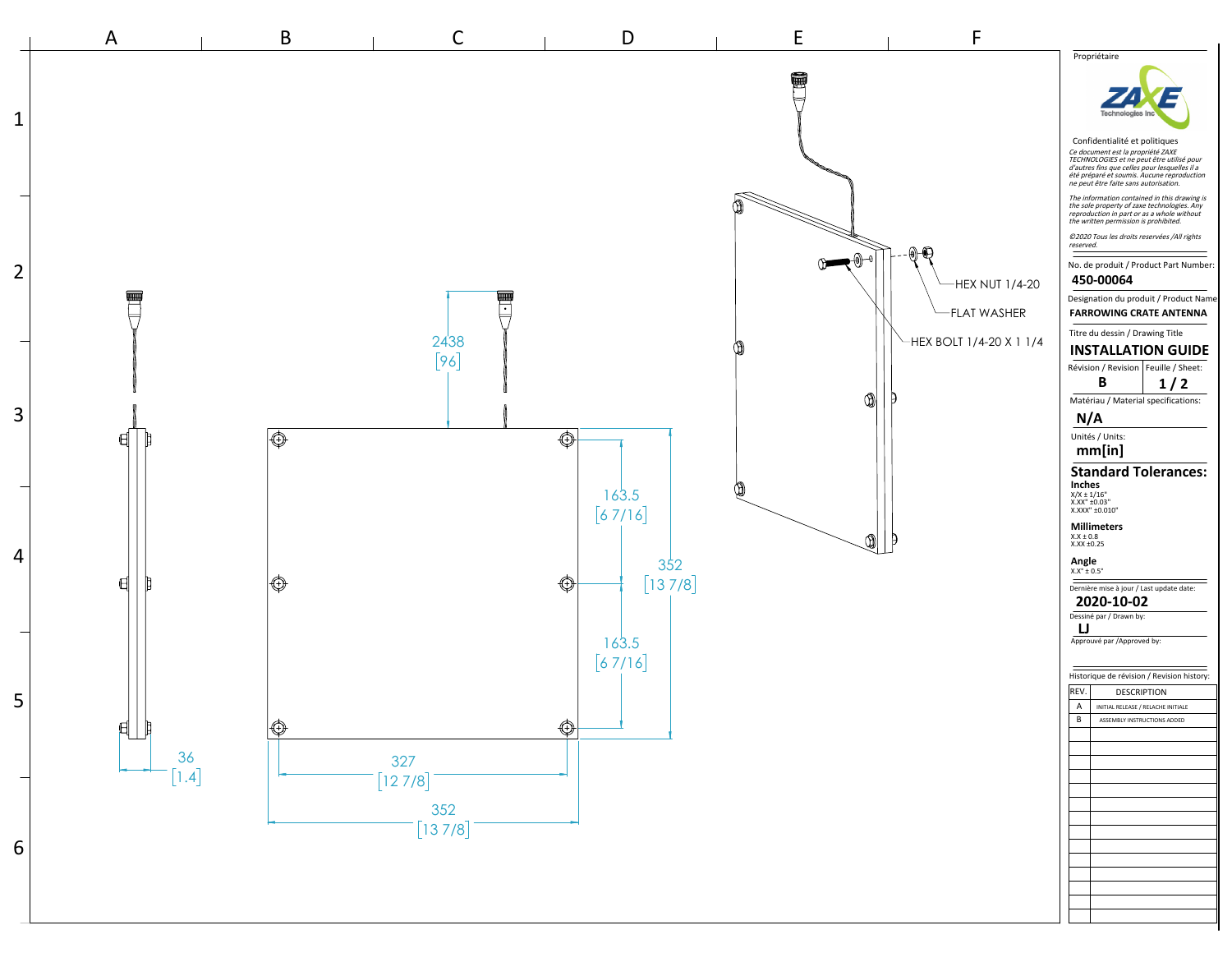HEX NUT 1/4-20

FLAT WASHER

HEX BOLT 1/4-20 X 1 1/4

2438 [96]

163.5 [6 7/16]

352 [13 7/8]

163.5 [6 7/16]

36 [1.4]

327 [12 7/8]

352 [13 7/8]

Propriétaire

ZAXE Technologies Inc

Confidentialité et politiques

*Ce document est la propriété ZAXE TECHNOLOGIES et ne peut être utilisé pour d'autres fins que celles pour lesquelles il a été préparé et soumis. Aucune reproduction ne peut être faite sans autorisation.*

*The information contained in this drawing is the sole property of zaxe technologies. Any reproduction in part or as a whole without the written permission is prohibited.*

*©2020 Tous les droits reservées /All rights reserved.*

No. de produit / Product Part Number: **450-00064**

Designation du produit / Product Name: **FARROWING CRATE ANTENNA**

Titre du dessin / Drawing Title: **INSTALLATION GUIDE**

| Révision / Revision | Feuille / Sheet: |
| --- | --- |
| B | 1 / 2 |

Matériau / Material specifications: **N/A**

Unités / Units: **mm[in]**

**Standard Tolerances:**

**Inches**
X/X ± 1/16"
X.XX" ±0.03"
X.XXX" ±0.010"

**Millimeters**
X.X ± 0.8
X.XX ±0.25

**Angle**
X.X° ± 0.5°

Dernière mise à jour / Last update date: **2020-10-02**

Dessiné par / Drawn by: **LJ**

Approuvé par /Approved by:

Historique de révision / Revision history:

| REV. | DESCRIPTION |
| --- | --- |
| A | INITIAL RELEASE / RELACHE INITIALE |
| B | ASSEMBLY INSTRUCTIONS ADDED |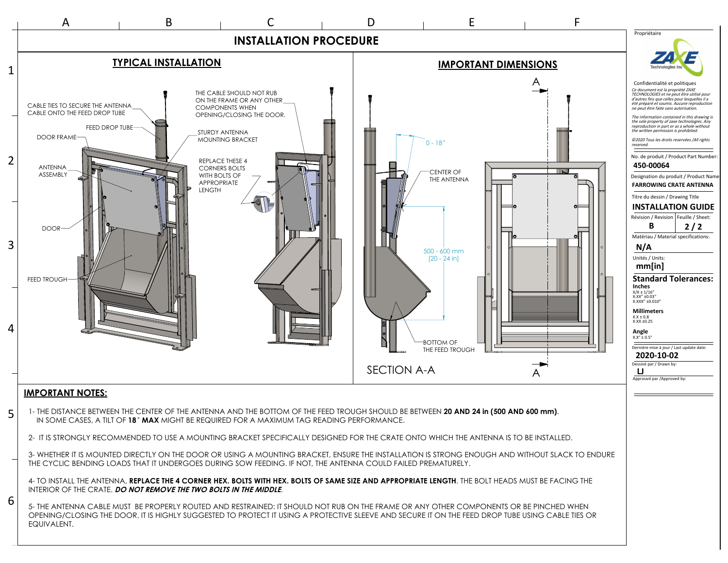# INSTALLATION PROCEDURE

## TYPICAL INSTALLATION

CABLE TIES TO SECURE THE ANTENNA CABLE ONTO THE FEED DROP TUBE

FEED DROP TUBE

DOOR FRAME

ANTENNA ASSEMBLY

DOOR

FEED TROUGH

THE CABLE SHOULD NOT RUB ON THE FRAME OR ANY OTHER COMPONENTS WHEN OPENING/CLOSING THE DOOR.

STURDY ANTENNA MOUNTING BRACKET

REPLACE THESE 4 CORNERS BOLTS WITH BOLTS OF APPROPRIATE LENGTH

## IMPORTANT DIMENSIONS

A

0 - 18°

CENTER OF THE ANTENNA

500 - 600 mm [20 - 24 in]

BOTTOM OF THE FEED TROUGH

SECTION A-A

A

## IMPORTANT NOTES:

1- THE DISTANCE BETWEEN THE CENTER OF THE ANTENNA AND THE BOTTOM OF THE FEED TROUGH SHOULD BE BETWEEN **20 AND 24 in (500 AND 600 mm)**. IN SOME CASES, A TILT OF **18° MAX** MIGHT BE REQUIRED FOR A MAXIMUM TAG READING PERFORMANCE.

2- IT IS STRONGLY RECOMMENDED TO USE A MOUNTING BRACKET SPECIFICALLY DESIGNED FOR THE CRATE ONTO WHICH THE ANTENNA IS TO BE INSTALLED.

3- WHETHER IT IS MOUNTED DIRECTLY ON THE DOOR OR USING A MOUNTING BRACKET, ENSURE THE INSTALLATION IS STRONG ENOUGH AND WITHOUT SLACK TO ENDURE THE CYCLIC BENDING LOADS THAT IT UNDERGOES DURING SOW FEEDING. IF NOT, THE ANTENNA COULD FAILED PREMATURELY.

4- TO INSTALL THE ANTENNA, **REPLACE THE 4 CORNER HEX. BOLTS WITH HEX. BOLTS OF SAME SIZE AND APPROPRIATE LENGTH**. THE BOLT HEADS MUST BE FACING THE INTERIOR OF THE CRATE. ***DO NOT REMOVE THE TWO BOLTS IN THE MIDDLE***.

5- THE ANTENNA CABLE MUST BE PROPERLY ROUTED AND RESTRAINED: IT SHOULD NOT RUB ON THE FRAME OR ANY OTHER COMPONENTS OR BE PINCHED WHEN OPENING/CLOSING THE DOOR. IT IS HIGHLY SUGGESTED TO PROTECT IT USING A PROTECTIVE SLEEVE AND SECURE IT ON THE FEED DROP TUBE USING CABLE TIES OR EQUIVALENT.

---

Propriétaire

ZAXE Technologies Inc

Confidentialité et politiques

*Ce document est la propriété ZAXE TECHNOLOGIES et ne peut être utilisé pour d'autres fins que celles pour lesquelles il a été préparé et soumis. Aucune reproduction ne peut être faite sans autorisation.*

*The information contained in this drawing is the sole property of zaxe technologies. Any reproduction in part or as a whole without the written permission is prohibited.*

*©2020 Tous les droits reservées /All rights reserved.*

No. de produit / Product Part Number: **450-00064**

Designation du produit / Product Name: **FARROWING CRATE ANTENNA**

Titre du dessin / Drawing Title: **INSTALLATION GUIDE**

| Révision / Revision | Feuille / Sheet: |
|---|---|
| **B** | **2 / 2** |

Matériau / Material specifications: **N/A**

Unités / Units: **mm[in]**

**Standard Tolerances:**

**Inches**
X/X ± 1/16"
X.XX" ±0.03"
X.XXX" ±0.010"

**Millimeters**
X.X ± 0.8
X.XX ±0.25

**Angle**
X.X° ± 0.5°

Dernière mise à jour / Last update date: **2020-10-02**

Dessiné par / Drawn by: **LJ**

Approuvé par /Approved by: